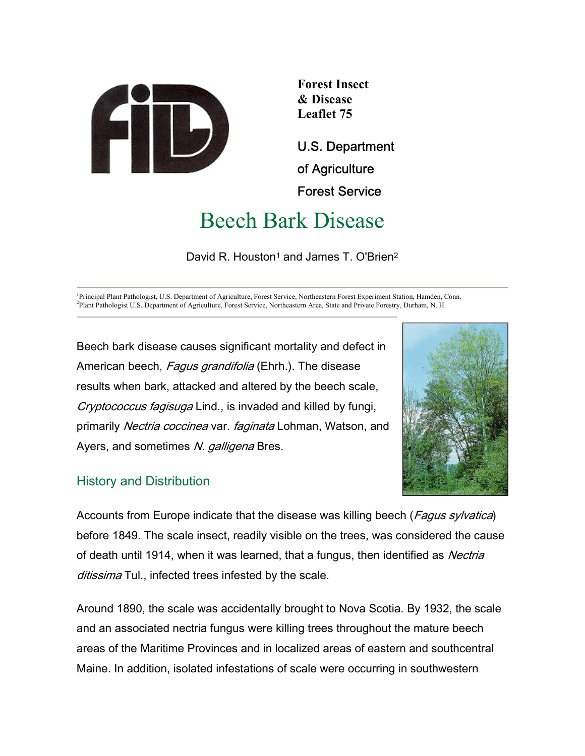Forest Insect & Disease Leaflet 75

U.S. Department of Agriculture
Forest Service

# Beech Bark Disease

David R. Houston[1] and James T. O'Brien[2]

[1]Principal Plant Pathologist, U.S. Department of Agriculture, Forest Service, Northeastern Forest Experiment Station, Hamden, Conn.
[2]Plant Pathologist U.S. Department of Agriculture, Forest Service, Northeastern Area, State and Private Forestry, Durham, N. H.

Beech bark disease causes significant mortality and defect in American beech, *Fagus grandifolia* (Ehrh.). The disease results when bark, attacked and altered by the beech scale, *Cryptococcus fagisuga* Lind., is invaded and killed by fungi, primarily *Nectria coccinea* var. *faginata* Lohman, Watson, and Ayers, and sometimes *N. galligena* Bres.

## History and Distribution

Accounts from Europe indicate that the disease was killing beech (*Fagus sylvatica*) before 1849. The scale insect, readily visible on the trees, was considered the cause of death until 1914, when it was learned, that a fungus, then identified as *Nectria ditissima* Tul., infected trees infested by the scale.

Around 1890, the scale was accidentally brought to Nova Scotia. By 1932, the scale and an associated nectria fungus were killing trees throughout the mature beech areas of the Maritime Provinces and in localized areas of eastern and southcentral Maine. In addition, isolated infestations of scale were occurring in southwestern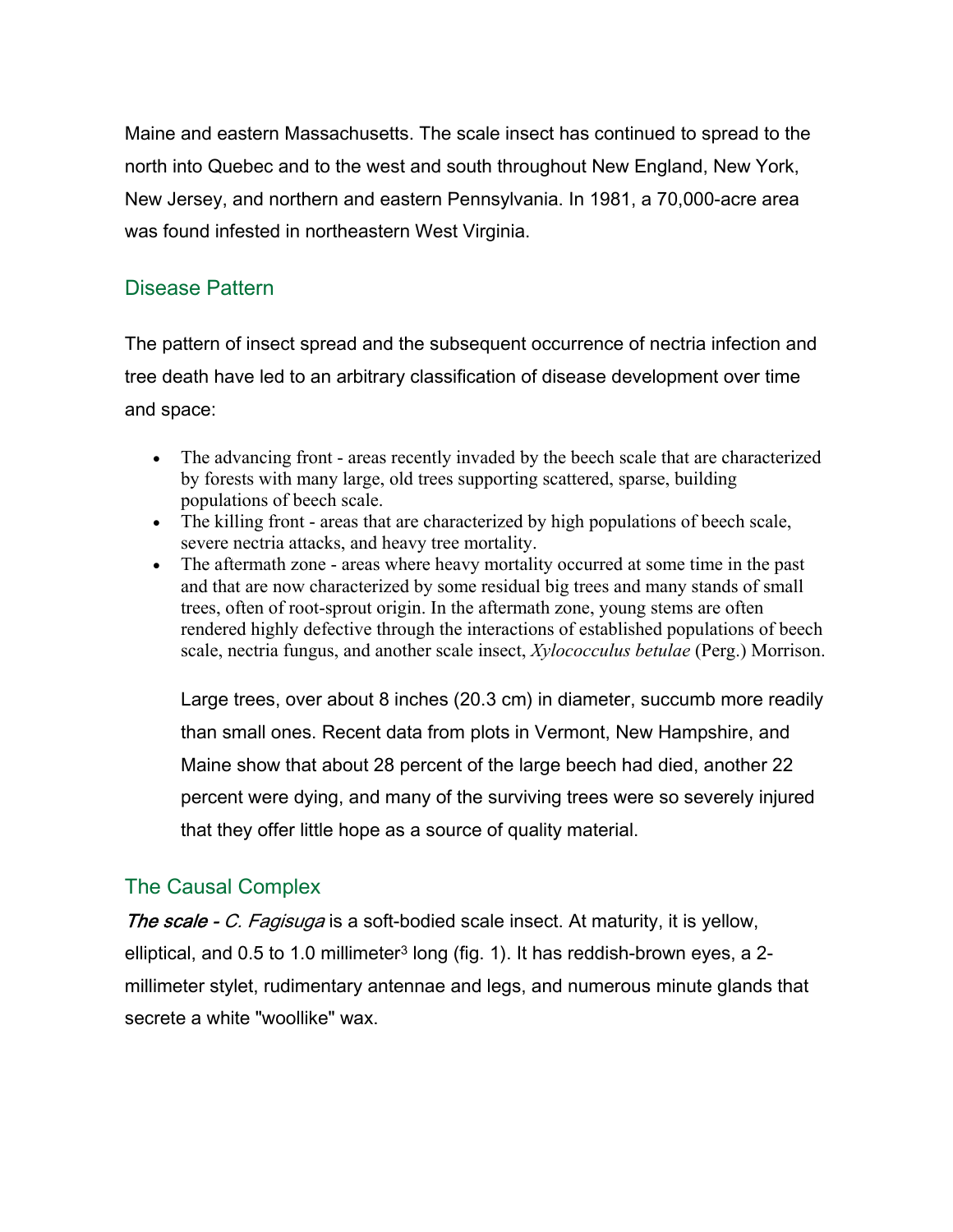Maine and eastern Massachusetts. The scale insect has continued to spread to the north into Quebec and to the west and south throughout New England, New York, New Jersey, and northern and eastern Pennsylvania. In 1981, a 70,000-acre area was found infested in northeastern West Virginia.

## Disease Pattern

The pattern of insect spread and the subsequent occurrence of nectria infection and tree death have led to an arbitrary classification of disease development over time and space:

- The advancing front - areas recently invaded by the beech scale that are characterized by forests with many large, old trees supporting scattered, sparse, building populations of beech scale.
- The killing front - areas that are characterized by high populations of beech scale, severe nectria attacks, and heavy tree mortality.
- The aftermath zone - areas where heavy mortality occurred at some time in the past and that are now characterized by some residual big trees and many stands of small trees, often of root-sprout origin. In the aftermath zone, young stems are often rendered highly defective through the interactions of established populations of beech scale, nectria fungus, and another scale insect, *Xylococculus betulae* (Perg.) Morrison.

Large trees, over about 8 inches (20.3 cm) in diameter, succumb more readily than small ones. Recent data from plots in Vermont, New Hampshire, and Maine show that about 28 percent of the large beech had died, another 22 percent were dying, and many of the surviving trees were so severely injured that they offer little hope as a source of quality material.

## The Causal Complex

*The scale - C. Fagisuga* is a soft-bodied scale insect. At maturity, it is yellow, elliptical, and 0.5 to 1.0 millimeter[3] long (fig. 1). It has reddish-brown eyes, a 2-millimeter stylet, rudimentary antennae and legs, and numerous minute glands that secrete a white "woollike" wax.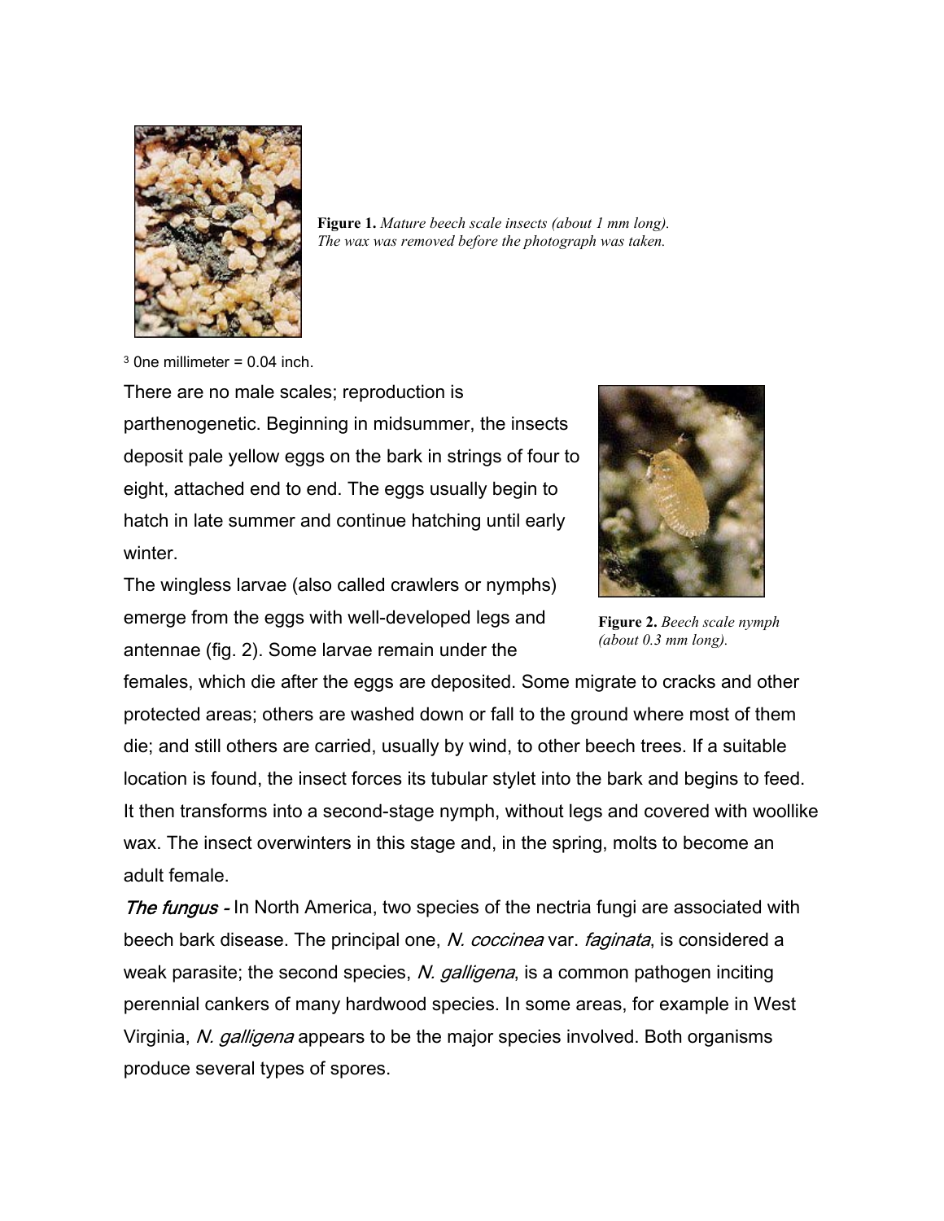**Figure 1.** *Mature beech scale insects (about 1 mm long). The wax was removed before the photograph was taken.*

[3] 0ne millimeter = 0.04 inch.

There are no male scales; reproduction is parthenogenetic. Beginning in midsummer, the insects deposit pale yellow eggs on the bark in strings of four to eight, attached end to end. The eggs usually begin to hatch in late summer and continue hatching until early winter.

The wingless larvae (also called crawlers or nymphs) emerge from the eggs with well-developed legs and antennae (fig. 2). Some larvae remain under the females, which die after the eggs are deposited. Some migrate to cracks and other protected areas; others are washed down or fall to the ground where most of them die; and still others are carried, usually by wind, to other beech trees. If a suitable location is found, the insect forces its tubular stylet into the bark and begins to feed. It then transforms into a second-stage nymph, without legs and covered with woollike wax. The insect overwinters in this stage and, in the spring, molts to become an adult female.

**Figure 2.** *Beech scale nymph (about 0.3 mm long).*

*The fungus -* In North America, two species of the nectria fungi are associated with beech bark disease. The principal one, *N. coccinea* var. *faginata*, is considered a weak parasite; the second species, *N. galligena*, is a common pathogen inciting perennial cankers of many hardwood species. In some areas, for example in West Virginia, *N. galligena* appears to be the major species involved. Both organisms produce several types of spores.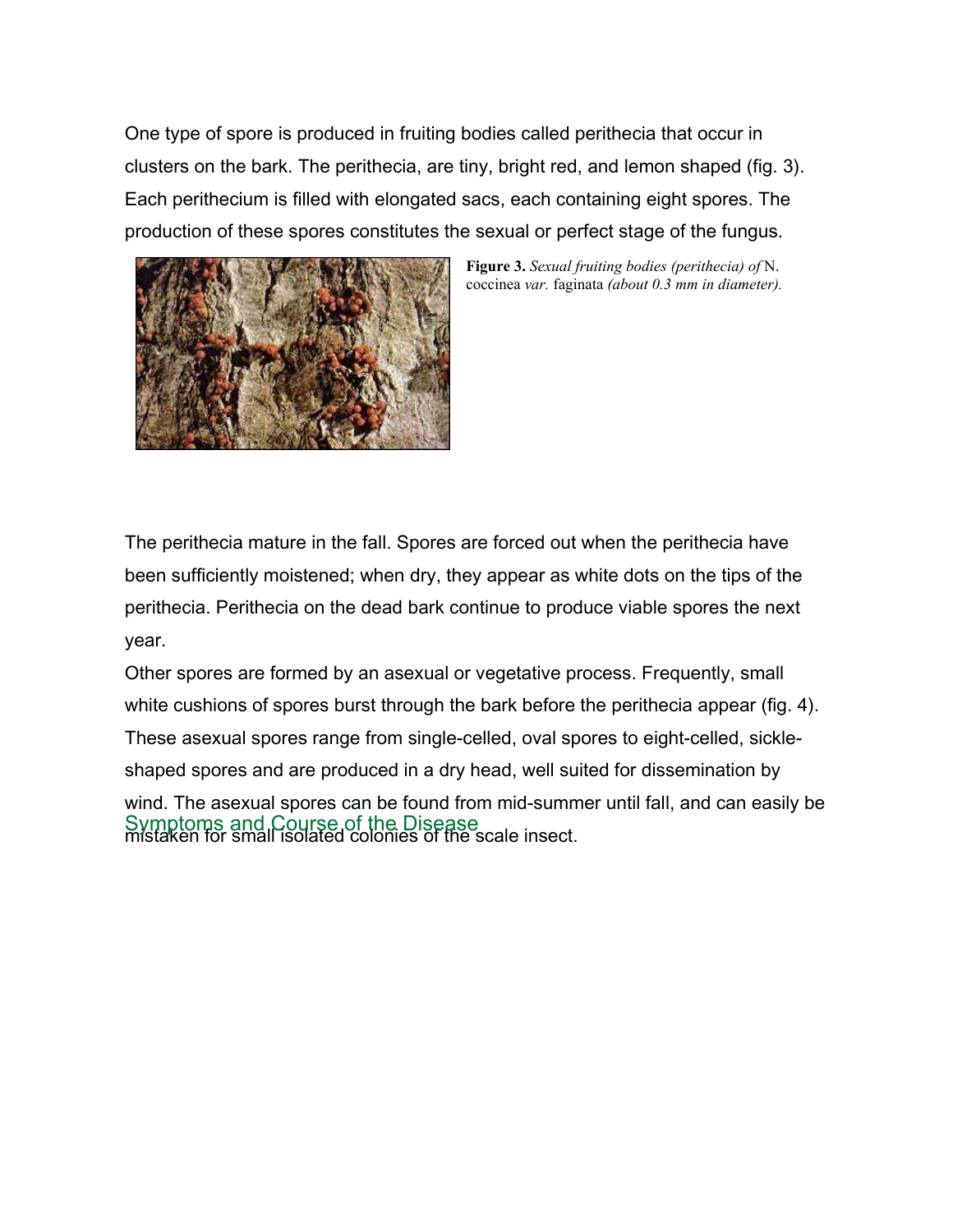One type of spore is produced in fruiting bodies called perithecia that occur in clusters on the bark. The perithecia, are tiny, bright red, and lemon shaped (fig. 3). Each perithecium is filled with elongated sacs, each containing eight spores. The production of these spores constitutes the sexual or perfect stage of the fungus.

**Figure 3.** *Sexual fruiting bodies (perithecia) of* N. coccinea *var.* faginata *(about 0.3 mm in diameter).*

The perithecia mature in the fall. Spores are forced out when the perithecia have been sufficiently moistened; when dry, they appear as white dots on the tips of the perithecia. Perithecia on the dead bark continue to produce viable spores the next year.

Other spores are formed by an asexual or vegetative process. Frequently, small white cushions of spores burst through the bark before the perithecia appear (fig. 4). These asexual spores range from single-celled, oval spores to eight-celled, sickle-shaped spores and are produced in a dry head, well suited for dissemination by wind. The asexual spores can be found from mid-summer until fall, and can easily be mistaken for small isolated colonies of the scale insect.

## Symptoms and Course of the Disease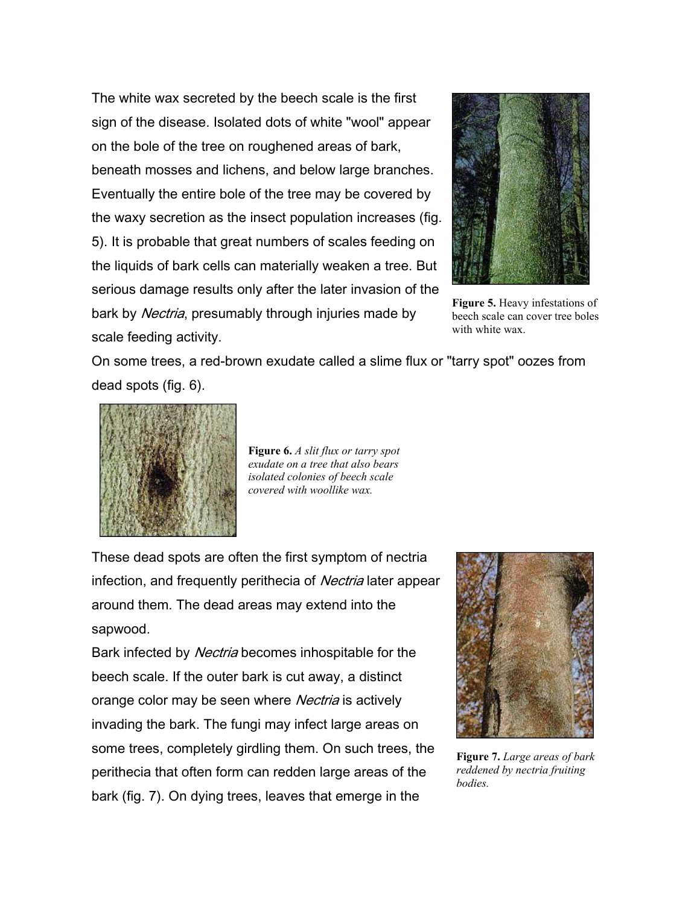The white wax secreted by the beech scale is the first sign of the disease. Isolated dots of white "wool" appear on the bole of the tree on roughened areas of bark, beneath mosses and lichens, and below large branches. Eventually the entire bole of the tree may be covered by the waxy secretion as the insect population increases (fig. 5). It is probable that great numbers of scales feeding on the liquids of bark cells can materially weaken a tree. But serious damage results only after the later invasion of the bark by *Nectria*, presumably through injuries made by scale feeding activity.

**Figure 5.** Heavy infestations of beech scale can cover tree boles with white wax.

On some trees, a red-brown exudate called a slime flux or "tarry spot" oozes from dead spots (fig. 6).

**Figure 6.** *A slit flux or tarry spot exudate on a tree that also bears isolated colonies of beech scale covered with woollike wax.*

These dead spots are often the first symptom of nectria infection, and frequently perithecia of *Nectria* later appear around them. The dead areas may extend into the sapwood.

Bark infected by *Nectria* becomes inhospitable for the beech scale. If the outer bark is cut away, a distinct orange color may be seen where *Nectria* is actively invading the bark. The fungi may infect large areas on some trees, completely girdling them. On such trees, the perithecia that often form can redden large areas of the bark (fig. 7). On dying trees, leaves that emerge in the

**Figure 7.** *Large areas of bark reddened by nectria fruiting bodies.*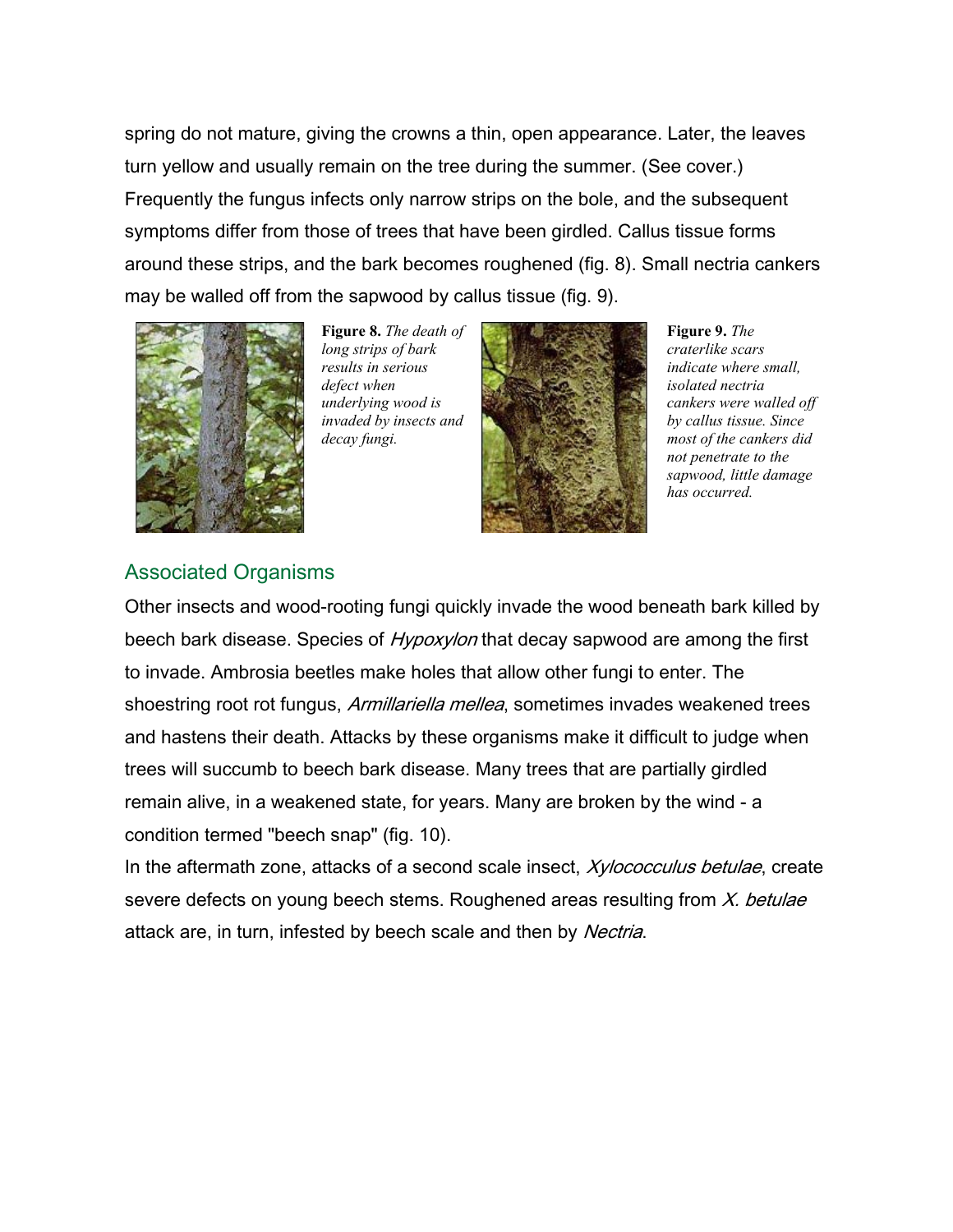spring do not mature, giving the crowns a thin, open appearance. Later, the leaves turn yellow and usually remain on the tree during the summer. (See cover.) Frequently the fungus infects only narrow strips on the bole, and the subsequent symptoms differ from those of trees that have been girdled. Callus tissue forms around these strips, and the bark becomes roughened (fig. 8). Small nectria cankers may be walled off from the sapwood by callus tissue (fig. 9).

**Figure 8.** *The death of long strips of bark results in serious defect when underlying wood is invaded by insects and decay fungi.*

**Figure 9.** *The craterlike scars indicate where small, isolated nectria cankers were walled off by callus tissue. Since most of the cankers did not penetrate to the sapwood, little damage has occurred.*

## Associated Organisms

Other insects and wood-rooting fungi quickly invade the wood beneath bark killed by beech bark disease. Species of *Hypoxylon* that decay sapwood are among the first to invade. Ambrosia beetles make holes that allow other fungi to enter. The shoestring root rot fungus, *Armillariella mellea*, sometimes invades weakened trees and hastens their death. Attacks by these organisms make it difficult to judge when trees will succumb to beech bark disease. Many trees that are partially girdled remain alive, in a weakened state, for years. Many are broken by the wind - a condition termed "beech snap" (fig. 10).

In the aftermath zone, attacks of a second scale insect, *Xylococculus betulae*, create severe defects on young beech stems. Roughened areas resulting from *X. betulae* attack are, in turn, infested by beech scale and then by *Nectria*.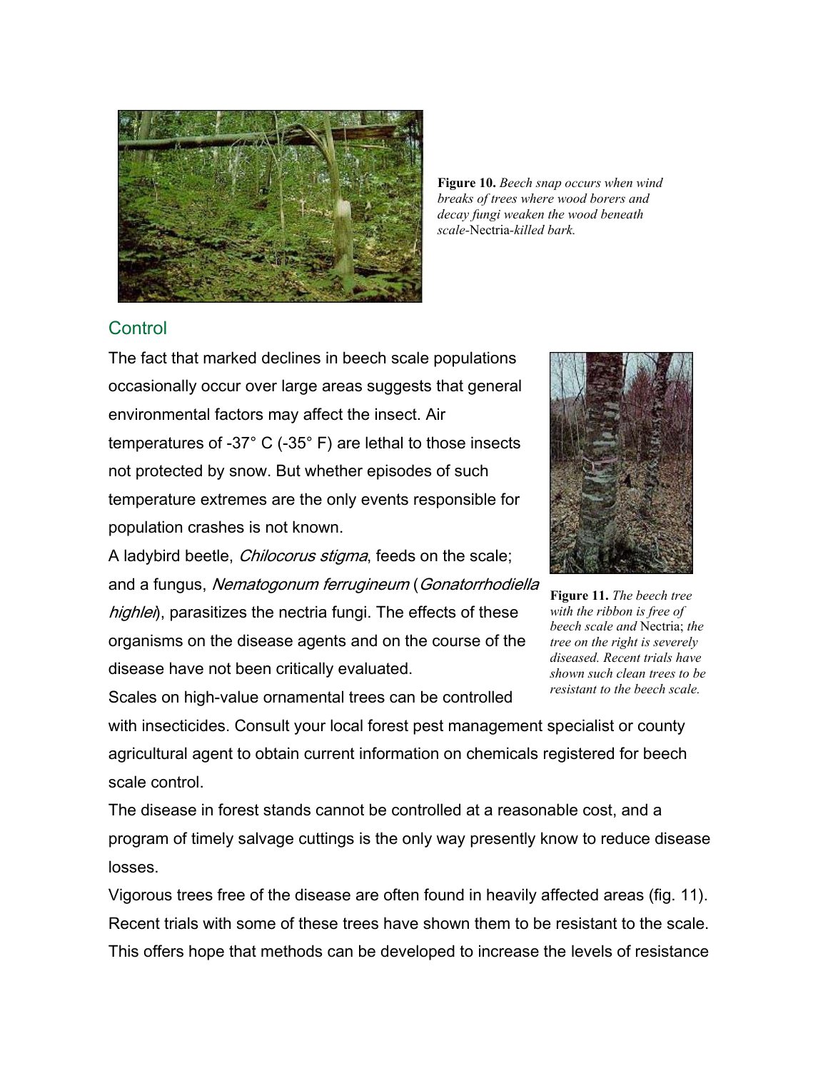**Figure 10.** *Beech snap occurs when wind breaks of trees where wood borers and decay fungi weaken the wood beneath scale-*Nectria*-killed bark.*

## Control

The fact that marked declines in beech scale populations occasionally occur over large areas suggests that general environmental factors may affect the insect. Air temperatures of -37° C (-35° F) are lethal to those insects not protected by snow. But whether episodes of such temperature extremes are the only events responsible for population crashes is not known.

A ladybird beetle, *Chilocorus stigma*, feeds on the scale; and a fungus, *Nematogonum ferrugineum* (*Gonatorrhodiella highlei*), parasitizes the nectria fungi. The effects of these organisms on the disease agents and on the course of the disease have not been critically evaluated.

**Figure 11.** *The beech tree with the ribbon is free of beech scale and* Nectria; *the tree on the right is severely diseased. Recent trials have shown such clean trees to be resistant to the beech scale.*

Scales on high-value ornamental trees can be controlled with insecticides. Consult your local forest pest management specialist or county agricultural agent to obtain current information on chemicals registered for beech scale control.

The disease in forest stands cannot be controlled at a reasonable cost, and a program of timely salvage cuttings is the only way presently know to reduce disease losses.

Vigorous trees free of the disease are often found in heavily affected areas (fig. 11). Recent trials with some of these trees have shown them to be resistant to the scale. This offers hope that methods can be developed to increase the levels of resistance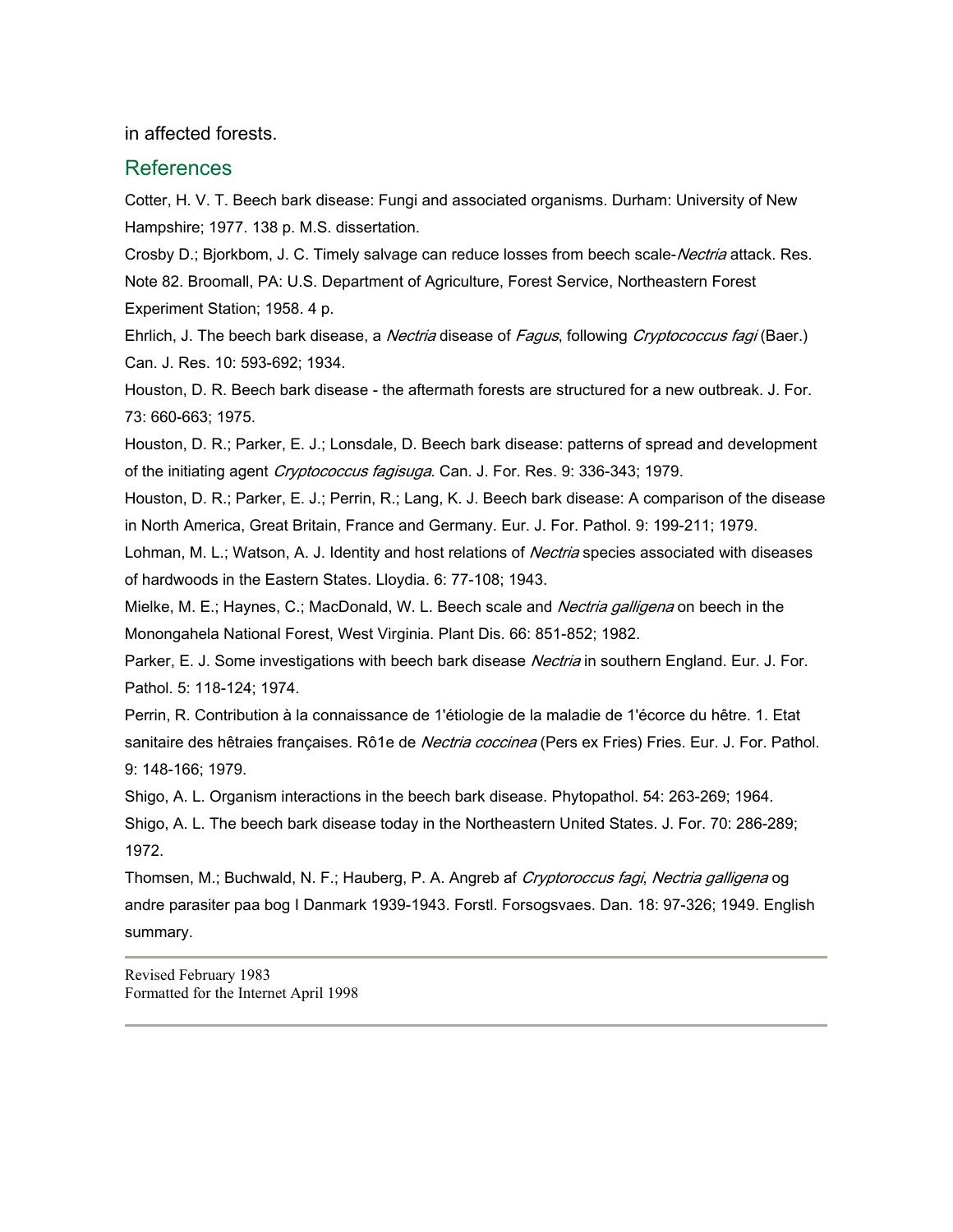in affected forests.

## References

Cotter, H. V. T. Beech bark disease: Fungi and associated organisms. Durham: University of New Hampshire; 1977. 138 p. M.S. dissertation.

Crosby D.; Bjorkbom, J. C. Timely salvage can reduce losses from beech scale-*Nectria* attack. Res. Note 82. Broomall, PA: U.S. Department of Agriculture, Forest Service, Northeastern Forest Experiment Station; 1958. 4 p.

Ehrlich, J. The beech bark disease, a *Nectria* disease of *Fagus*, following *Cryptococcus fagi* (Baer.) Can. J. Res. 10: 593-692; 1934.

Houston, D. R. Beech bark disease - the aftermath forests are structured for a new outbreak. J. For. 73: 660-663; 1975.

Houston, D. R.; Parker, E. J.; Lonsdale, D. Beech bark disease: patterns of spread and development of the initiating agent *Cryptococcus fagisuga*. Can. J. For. Res. 9: 336-343; 1979.

Houston, D. R.; Parker, E. J.; Perrin, R.; Lang, K. J. Beech bark disease: A comparison of the disease in North America, Great Britain, France and Germany. Eur. J. For. Pathol. 9: 199-211; 1979.

Lohman, M. L.; Watson, A. J. Identity and host relations of *Nectria* species associated with diseases of hardwoods in the Eastern States. Lloydia. 6: 77-108; 1943.

Mielke, M. E.; Haynes, C.; MacDonald, W. L. Beech scale and *Nectria galligena* on beech in the Monongahela National Forest, West Virginia. Plant Dis. 66: 851-852; 1982.

Parker, E. J. Some investigations with beech bark disease *Nectria* in southern England. Eur. J. For. Pathol. 5: 118-124; 1974.

Perrin, R. Contribution à la connaissance de 1'étiologie de la maladie de 1'écorce du hêtre. 1. Etat sanitaire des hêtraies françaises. Rô1e de *Nectria coccinea* (Pers ex Fries) Fries. Eur. J. For. Pathol. 9: 148-166; 1979.

Shigo, A. L. Organism interactions in the beech bark disease. Phytopathol. 54: 263-269; 1964.

Shigo, A. L. The beech bark disease today in the Northeastern United States. J. For. 70: 286-289; 1972.

Thomsen, M.; Buchwald, N. F.; Hauberg, P. A. Angreb af *Cryptoroccus fagi*, *Nectria galligena* og andre parasiter paa bog I Danmark 1939-1943. Forstl. Forsogsvaes. Dan. 18: 97-326; 1949. English summary.

---

Revised February 1983
Formatted for the Internet April 1998

---